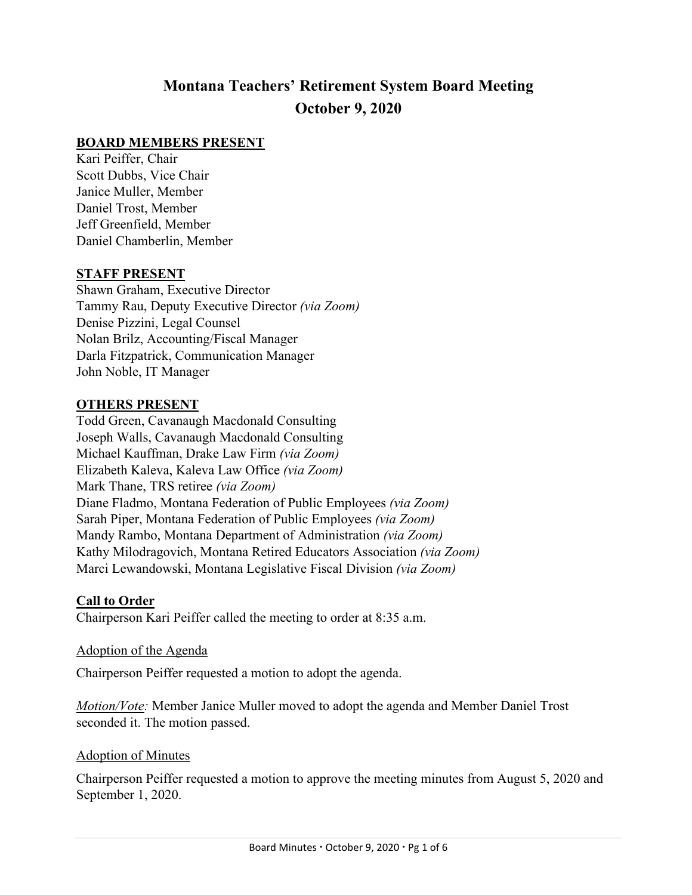# Montana Teachers' Retirement System Board Meeting
# October 9, 2020

**BOARD MEMBERS PRESENT**

Kari Peiffer, Chair
Scott Dubbs, Vice Chair
Janice Muller, Member
Daniel Trost, Member
Jeff Greenfield, Member
Daniel Chamberlin, Member

**STAFF PRESENT**

Shawn Graham, Executive Director
Tammy Rau, Deputy Executive Director *(via Zoom)*
Denise Pizzini, Legal Counsel
Nolan Brilz, Accounting/Fiscal Manager
Darla Fitzpatrick, Communication Manager
John Noble, IT Manager

**OTHERS PRESENT**

Todd Green, Cavanaugh Macdonald Consulting
Joseph Walls, Cavanaugh Macdonald Consulting
Michael Kauffman, Drake Law Firm *(via Zoom)*
Elizabeth Kaleva, Kaleva Law Office *(via Zoom)*
Mark Thane, TRS retiree *(via Zoom)*
Diane Fladmo, Montana Federation of Public Employees *(via Zoom)*
Sarah Piper, Montana Federation of Public Employees *(via Zoom)*
Mandy Rambo, Montana Department of Administration *(via Zoom)*
Kathy Milodragovich, Montana Retired Educators Association *(via Zoom)*
Marci Lewandowski, Montana Legislative Fiscal Division *(via Zoom)*

**Call to Order**

Chairperson Kari Peiffer called the meeting to order at 8:35 a.m.

Adoption of the Agenda

Chairperson Peiffer requested a motion to adopt the agenda.

*Motion/Vote:* Member Janice Muller moved to adopt the agenda and Member Daniel Trost seconded it. The motion passed.

Adoption of Minutes

Chairperson Peiffer requested a motion to approve the meeting minutes from August 5, 2020 and September 1, 2020.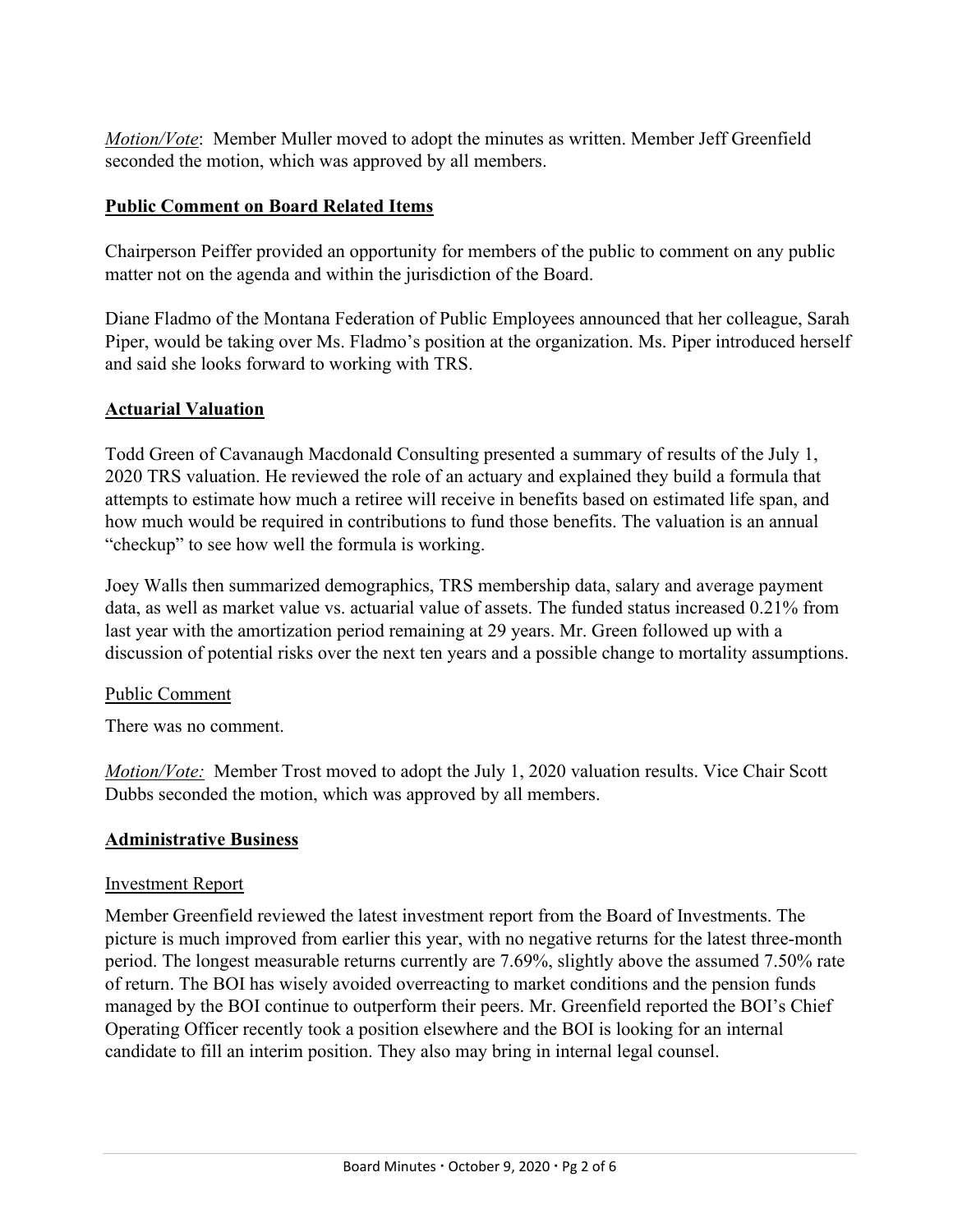*Motion/Vote*: Member Muller moved to adopt the minutes as written. Member Jeff Greenfield seconded the motion, which was approved by all members.

## Public Comment on Board Related Items

Chairperson Peiffer provided an opportunity for members of the public to comment on any public matter not on the agenda and within the jurisdiction of the Board.

Diane Fladmo of the Montana Federation of Public Employees announced that her colleague, Sarah Piper, would be taking over Ms. Fladmo's position at the organization. Ms. Piper introduced herself and said she looks forward to working with TRS.

## Actuarial Valuation

Todd Green of Cavanaugh Macdonald Consulting presented a summary of results of the July 1, 2020 TRS valuation. He reviewed the role of an actuary and explained they build a formula that attempts to estimate how much a retiree will receive in benefits based on estimated life span, and how much would be required in contributions to fund those benefits. The valuation is an annual "checkup" to see how well the formula is working.

Joey Walls then summarized demographics, TRS membership data, salary and average payment data, as well as market value vs. actuarial value of assets. The funded status increased 0.21% from last year with the amortization period remaining at 29 years. Mr. Green followed up with a discussion of potential risks over the next ten years and a possible change to mortality assumptions.

### Public Comment

There was no comment.

*Motion/Vote:* Member Trost moved to adopt the July 1, 2020 valuation results. Vice Chair Scott Dubbs seconded the motion, which was approved by all members.

## Administrative Business

### Investment Report

Member Greenfield reviewed the latest investment report from the Board of Investments. The picture is much improved from earlier this year, with no negative returns for the latest three-month period. The longest measurable returns currently are 7.69%, slightly above the assumed 7.50% rate of return. The BOI has wisely avoided overreacting to market conditions and the pension funds managed by the BOI continue to outperform their peers. Mr. Greenfield reported the BOI's Chief Operating Officer recently took a position elsewhere and the BOI is looking for an internal candidate to fill an interim position. They also may bring in internal legal counsel.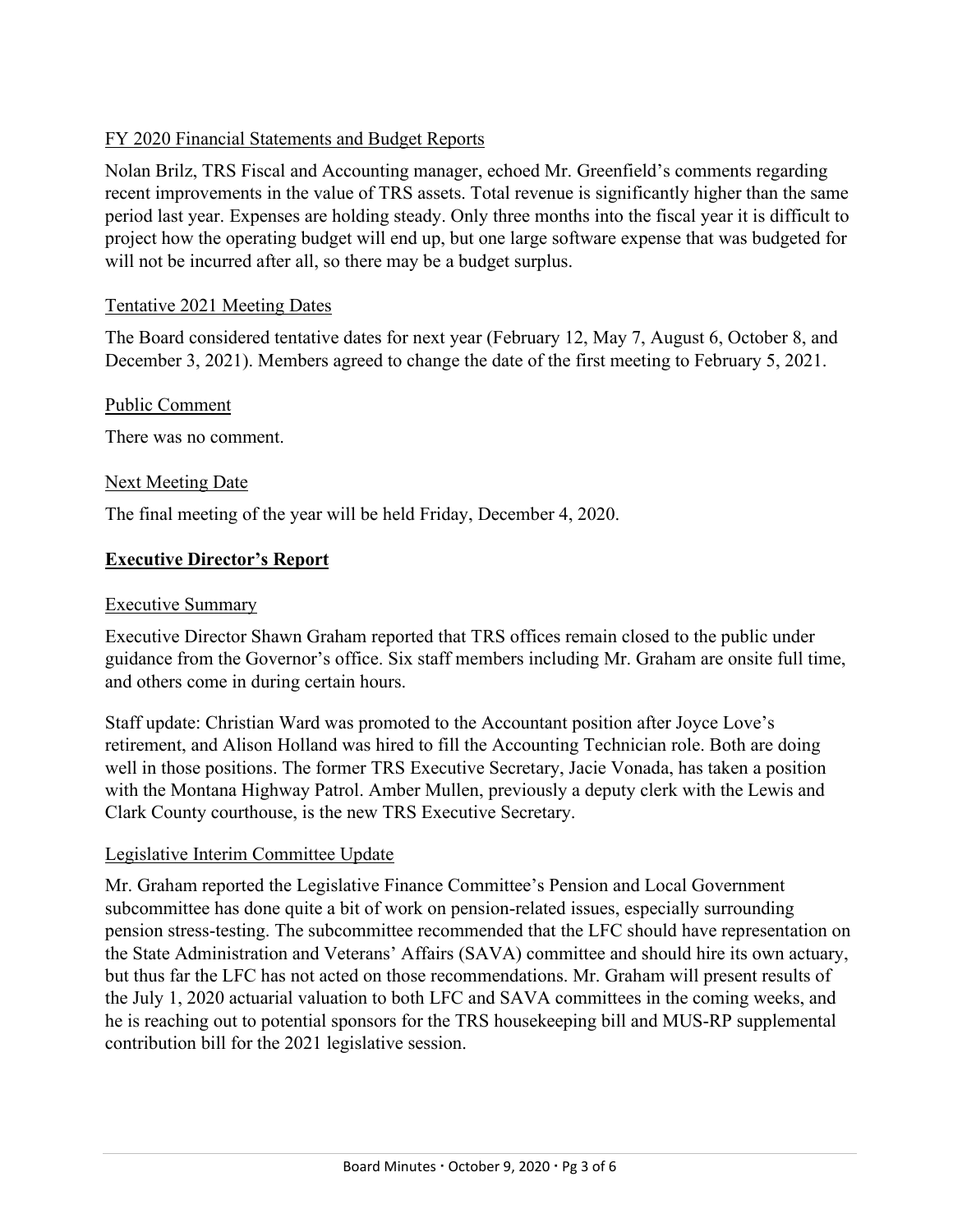FY 2020 Financial Statements and Budget Reports

Nolan Brilz, TRS Fiscal and Accounting manager, echoed Mr. Greenfield's comments regarding recent improvements in the value of TRS assets. Total revenue is significantly higher than the same period last year. Expenses are holding steady. Only three months into the fiscal year it is difficult to project how the operating budget will end up, but one large software expense that was budgeted for will not be incurred after all, so there may be a budget surplus.

Tentative 2021 Meeting Dates

The Board considered tentative dates for next year (February 12, May 7, August 6, October 8, and December 3, 2021). Members agreed to change the date of the first meeting to February 5, 2021.

Public Comment

There was no comment.

Next Meeting Date

The final meeting of the year will be held Friday, December 4, 2020.

## Executive Director's Report

Executive Summary

Executive Director Shawn Graham reported that TRS offices remain closed to the public under guidance from the Governor's office. Six staff members including Mr. Graham are onsite full time, and others come in during certain hours.

Staff update: Christian Ward was promoted to the Accountant position after Joyce Love's retirement, and Alison Holland was hired to fill the Accounting Technician role. Both are doing well in those positions. The former TRS Executive Secretary, Jacie Vonada, has taken a position with the Montana Highway Patrol. Amber Mullen, previously a deputy clerk with the Lewis and Clark County courthouse, is the new TRS Executive Secretary.

Legislative Interim Committee Update

Mr. Graham reported the Legislative Finance Committee's Pension and Local Government subcommittee has done quite a bit of work on pension-related issues, especially surrounding pension stress-testing. The subcommittee recommended that the LFC should have representation on the State Administration and Veterans' Affairs (SAVA) committee and should hire its own actuary, but thus far the LFC has not acted on those recommendations. Mr. Graham will present results of the July 1, 2020 actuarial valuation to both LFC and SAVA committees in the coming weeks, and he is reaching out to potential sponsors for the TRS housekeeping bill and MUS-RP supplemental contribution bill for the 2021 legislative session.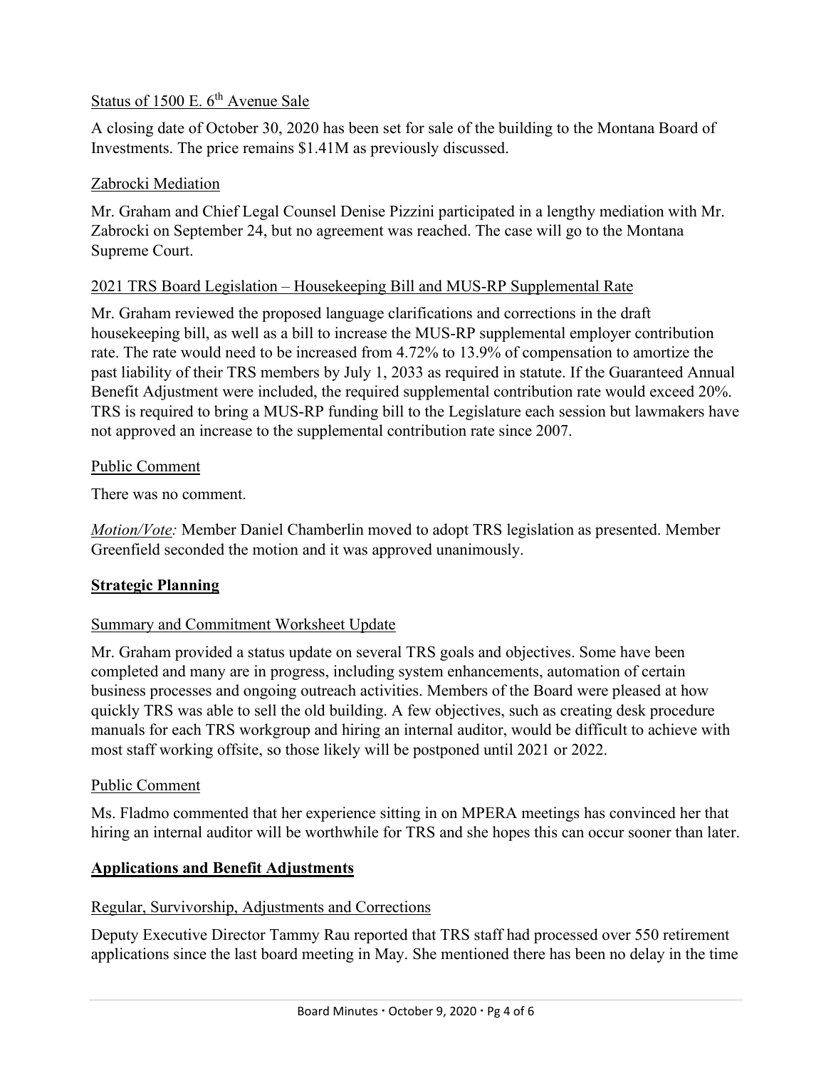Status of 1500 E. 6th Avenue Sale

A closing date of October 30, 2020 has been set for sale of the building to the Montana Board of Investments. The price remains $1.41M as previously discussed.

Zabrocki Mediation

Mr. Graham and Chief Legal Counsel Denise Pizzini participated in a lengthy mediation with Mr. Zabrocki on September 24, but no agreement was reached. The case will go to the Montana Supreme Court.

2021 TRS Board Legislation – Housekeeping Bill and MUS-RP Supplemental Rate

Mr. Graham reviewed the proposed language clarifications and corrections in the draft housekeeping bill, as well as a bill to increase the MUS-RP supplemental employer contribution rate. The rate would need to be increased from 4.72% to 13.9% of compensation to amortize the past liability of their TRS members by July 1, 2033 as required in statute. If the Guaranteed Annual Benefit Adjustment were included, the required supplemental contribution rate would exceed 20%. TRS is required to bring a MUS-RP funding bill to the Legislature each session but lawmakers have not approved an increase to the supplemental contribution rate since 2007.

Public Comment

There was no comment.

*Motion/Vote:* Member Daniel Chamberlin moved to adopt TRS legislation as presented. Member Greenfield seconded the motion and it was approved unanimously.

## Strategic Planning

Summary and Commitment Worksheet Update

Mr. Graham provided a status update on several TRS goals and objectives. Some have been completed and many are in progress, including system enhancements, automation of certain business processes and ongoing outreach activities. Members of the Board were pleased at how quickly TRS was able to sell the old building. A few objectives, such as creating desk procedure manuals for each TRS workgroup and hiring an internal auditor, would be difficult to achieve with most staff working offsite, so those likely will be postponed until 2021 or 2022.

Public Comment

Ms. Fladmo commented that her experience sitting in on MPERA meetings has convinced her that hiring an internal auditor will be worthwhile for TRS and she hopes this can occur sooner than later.

## Applications and Benefit Adjustments

Regular, Survivorship, Adjustments and Corrections

Deputy Executive Director Tammy Rau reported that TRS staff had processed over 550 retirement applications since the last board meeting in May. She mentioned there has been no delay in the time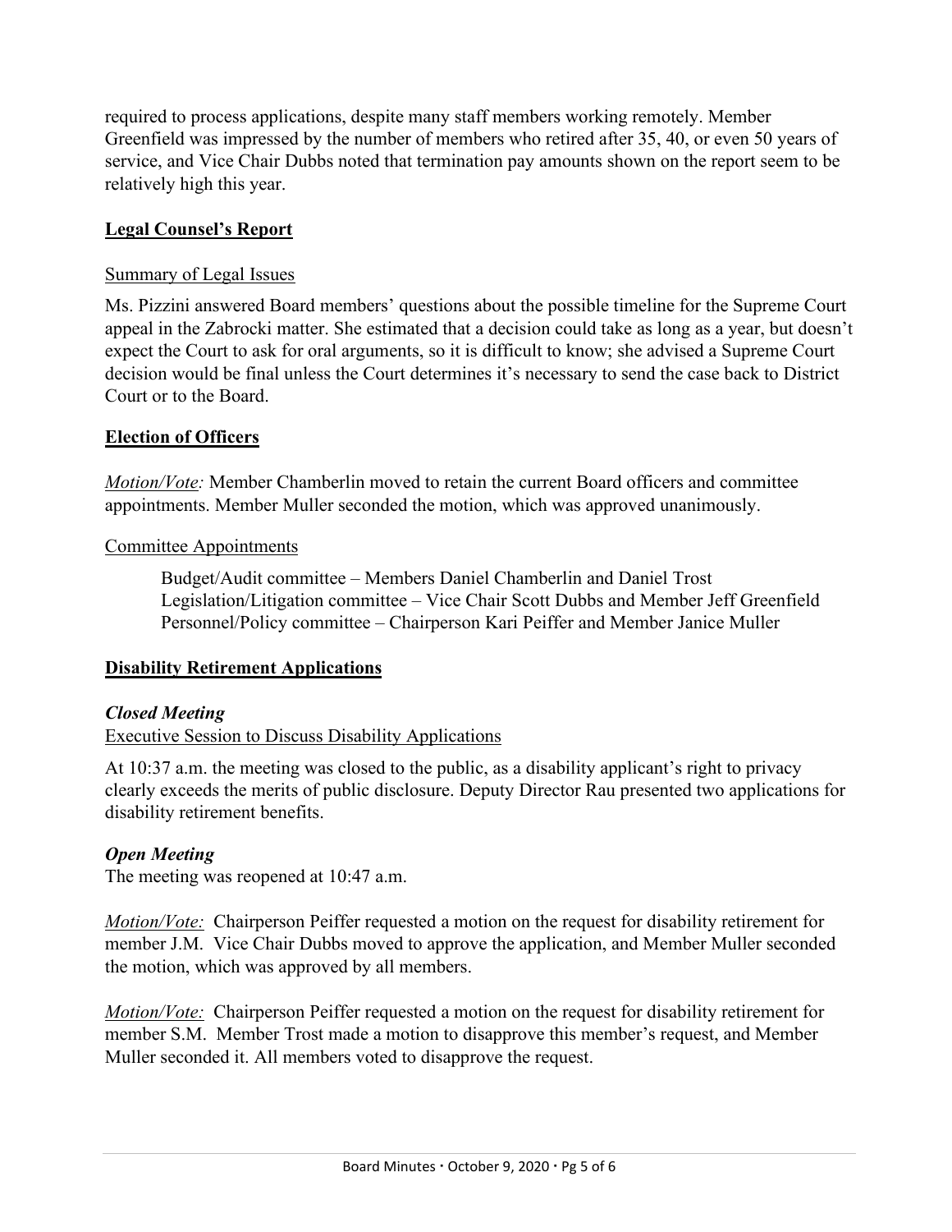required to process applications, despite many staff members working remotely. Member Greenfield was impressed by the number of members who retired after 35, 40, or even 50 years of service, and Vice Chair Dubbs noted that termination pay amounts shown on the report seem to be relatively high this year.

## Legal Counsel's Report

### Summary of Legal Issues

Ms. Pizzini answered Board members' questions about the possible timeline for the Supreme Court appeal in the Zabrocki matter. She estimated that a decision could take as long as a year, but doesn't expect the Court to ask for oral arguments, so it is difficult to know; she advised a Supreme Court decision would be final unless the Court determines it's necessary to send the case back to District Court or to the Board.

## Election of Officers

*Motion/Vote:* Member Chamberlin moved to retain the current Board officers and committee appointments. Member Muller seconded the motion, which was approved unanimously.

### Committee Appointments

Budget/Audit committee – Members Daniel Chamberlin and Daniel Trost
Legislation/Litigation committee – Vice Chair Scott Dubbs and Member Jeff Greenfield
Personnel/Policy committee – Chairperson Kari Peiffer and Member Janice Muller

## Disability Retirement Applications

### *Closed Meeting*

Executive Session to Discuss Disability Applications

At 10:37 a.m. the meeting was closed to the public, as a disability applicant's right to privacy clearly exceeds the merits of public disclosure. Deputy Director Rau presented two applications for disability retirement benefits.

### *Open Meeting*

The meeting was reopened at 10:47 a.m.

*Motion/Vote:* Chairperson Peiffer requested a motion on the request for disability retirement for member J.M. Vice Chair Dubbs moved to approve the application, and Member Muller seconded the motion, which was approved by all members.

*Motion/Vote:* Chairperson Peiffer requested a motion on the request for disability retirement for member S.M. Member Trost made a motion to disapprove this member's request, and Member Muller seconded it. All members voted to disapprove the request.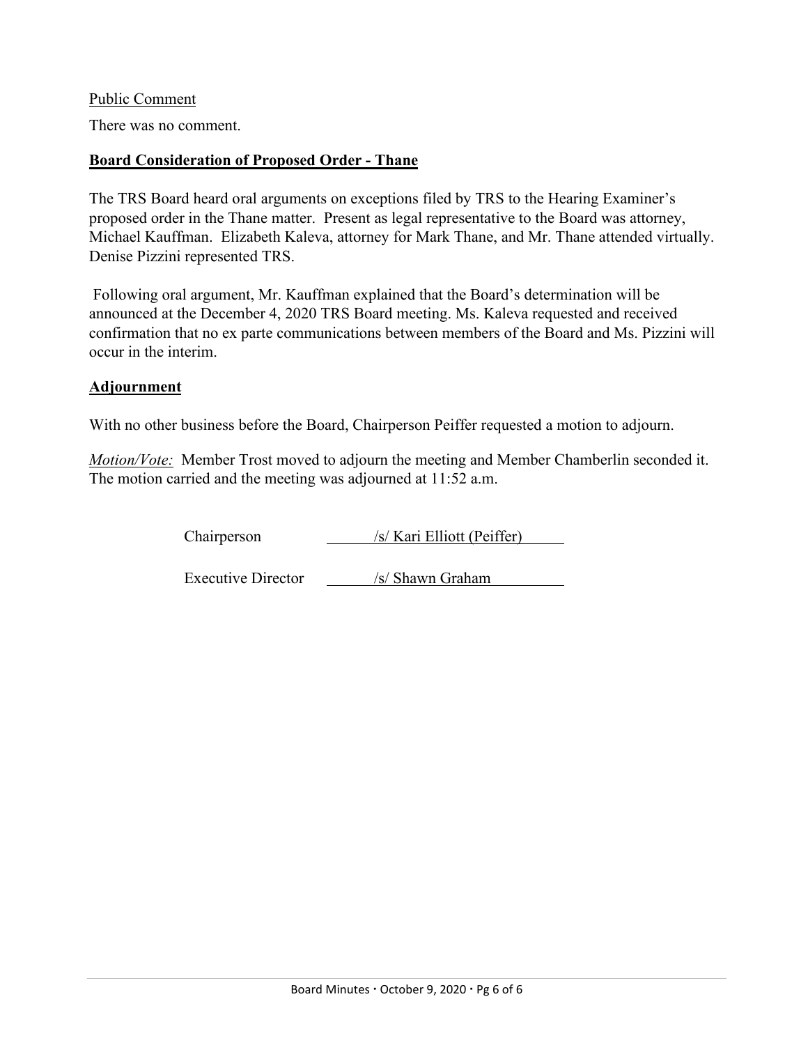Public Comment

There was no comment.

**Board Consideration of Proposed Order - Thane**

The TRS Board heard oral arguments on exceptions filed by TRS to the Hearing Examiner's proposed order in the Thane matter. Present as legal representative to the Board was attorney, Michael Kauffman. Elizabeth Kaleva, attorney for Mark Thane, and Mr. Thane attended virtually. Denise Pizzini represented TRS.

Following oral argument, Mr. Kauffman explained that the Board's determination will be announced at the December 4, 2020 TRS Board meeting. Ms. Kaleva requested and received confirmation that no ex parte communications between members of the Board and Ms. Pizzini will occur in the interim.

**Adjournment**

With no other business before the Board, Chairperson Peiffer requested a motion to adjourn.

*Motion/Vote:* Member Trost moved to adjourn the meeting and Member Chamberlin seconded it. The motion carried and the meeting was adjourned at 11:52 a.m.

Chairperson /s/ Kari Elliott (Peiffer)

Executive Director /s/ Shawn Graham